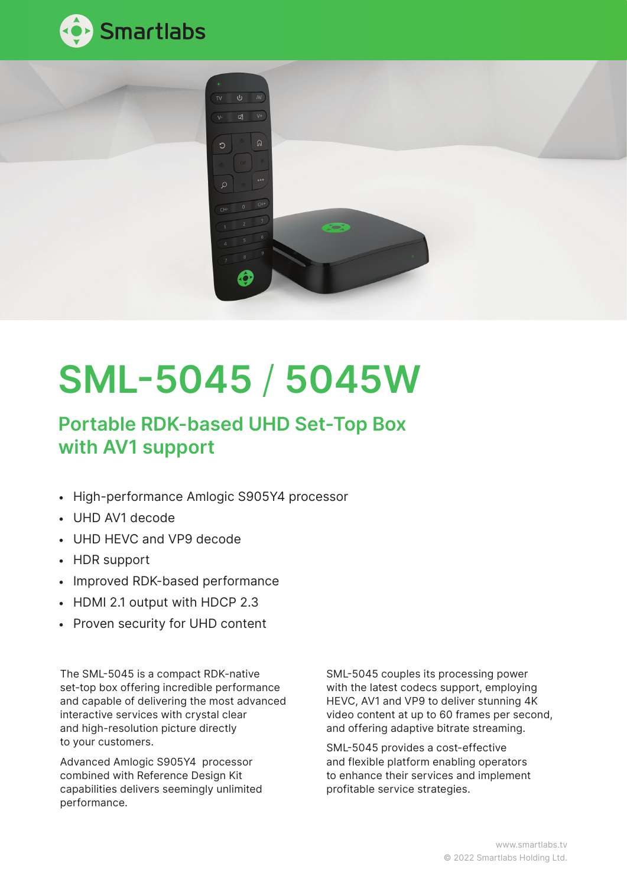Smartlabs

# SML-5045 / 5045W

## Portable RDK-based UHD Set-Top Box with AV1 support

- High-performance Amlogic S905Y4 processor
- UHD AV1 decode
- UHD HEVC and VP9 decode
- HDR support
- Improved RDK-based performance
- HDMI 2.1 output with HDCP 2.3
- Proven security for UHD content

The SML-5045 is a compact RDK-native set-top box offering incredible performance and capable of delivering the most advanced interactive services with crystal clear and high-resolution picture directly to your customers.

Advanced Amlogic S905Y4 processor combined with Reference Design Kit capabilities delivers seemingly unlimited performance.

SML-5045 couples its processing power with the latest codecs support, employing HEVC, AV1 and VP9 to deliver stunning 4K video content at up to 60 frames per second, and offering adaptive bitrate streaming.

SML-5045 provides a cost-effective and flexible platform enabling operators to enhance their services and implement profitable service strategies.

www.smartlabs.tv
© 2022 Smartlabs Holding Ltd.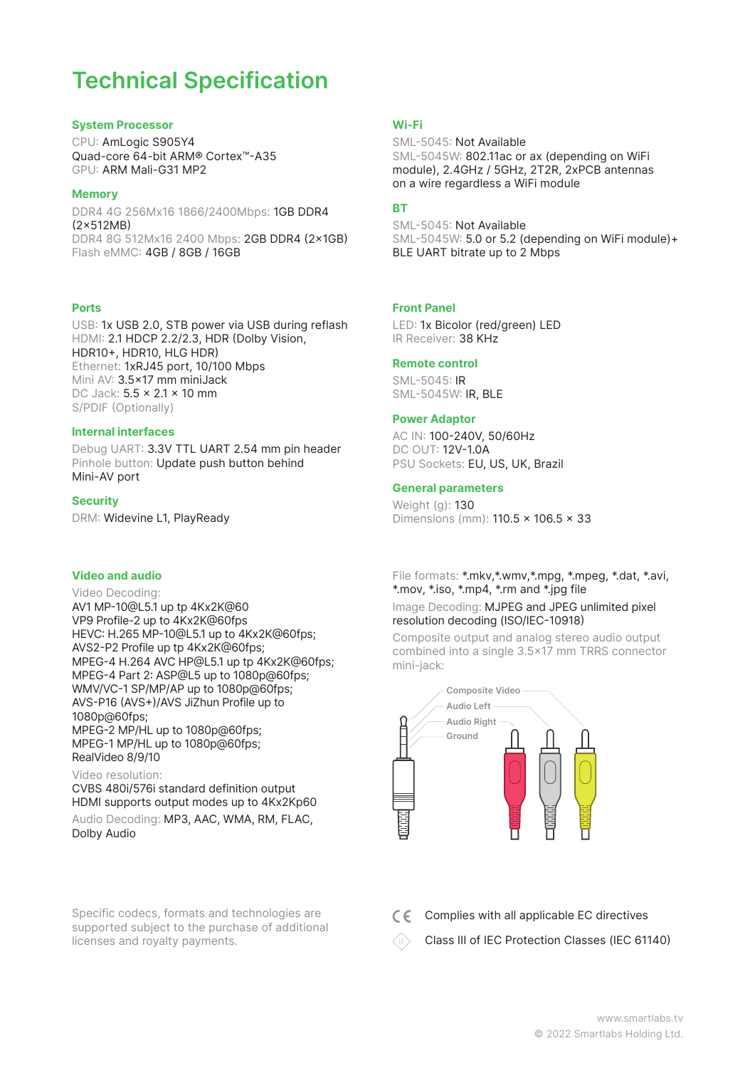# Technical Specification

## System Processor

CPU: AmLogic S905Y4
Quad-core 64-bit ARM® Cortex™-A35
GPU: ARM Mali-G31 MP2

## Memory

DDR4 4G 256Mx16 1866/2400Mbps: 1GB DDR4 (2×512MB)
DDR4 8G 512Mx16 2400 Mbps: 2GB DDR4 (2×1GB)
Flash eMMC: 4GB / 8GB / 16GB

## Wi-Fi

SML-5045: Not Available
SML-5045W: 802.11ac or ax (depending on WiFi module), 2.4GHz / 5GHz, 2T2R, 2xPCB antennas on a wire regardless a WiFi module

## BT

SML-5045: Not Available
SML-5045W: 5.0 or 5.2 (depending on WiFi module)+ BLE UART bitrate up to 2 Mbps

## Ports

USB: 1x USB 2.0, STB power via USB during reflash
HDMI: 2.1 HDCP 2.2/2.3, HDR (Dolby Vision, HDR10+, HDR10, HLG HDR)
Ethernet: 1xRJ45 port, 10/100 Mbps
Mini AV: 3.5×17 mm miniJack
DC Jack: 5.5 × 2.1 × 10 mm
S/PDIF (Optionally)

## Internal interfaces

Debug UART: 3.3V TTL UART 2.54 mm pin header
Pinhole button: Update push button behind Mini-AV port

## Security

DRM: Widevine L1, PlayReady

## Front Panel

LED: 1x Bicolor (red/green) LED
IR Receiver: 38 KHz

## Remote control

SML-5045: IR
SML-5045W: IR, BLE

## Power Adaptor

AC IN: 100-240V, 50/60Hz
DC OUT: 12V-1.0A
PSU Sockets: EU, US, UK, Brazil

## General parameters

Weight (g): 130
Dimensions (mm): 110.5 × 106.5 × 33

## Video and audio

Video Decoding:
AV1 MP-10@L5.1 up tp 4Kx2K@60
VP9 Profile-2 up to 4Kx2K@60fps
HEVC: H.265 MP-10@L5.1 up to 4Kx2K@60fps;
AVS2-P2 Profile up tp 4Kx2K@60fps;
MPEG-4 H.264 AVC HP@L5.1 up tp 4Kx2K@60fps;
MPEG-4 Part 2: ASP@L5 up to 1080p@60fps;
WMV/VC-1 SP/MP/AP up to 1080p@60fps;
AVS-P16 (AVS+)/AVS JiZhun Profile up to 1080p@60fps;
MPEG-2 MP/HL up to 1080p@60fps;
MPEG-1 MP/HL up to 1080p@60fps;
RealVideo 8/9/10

Video resolution:
CVBS 480i/576i standard definition output
HDMI supports output modes up to 4Kx2Kp60

Audio Decoding: MP3, AAC, WMA, RM, FLAC, Dolby Audio

File formats: *.mkv,*.wmv,*.mpg, *.mpeg, *.dat, *.avi, *.mov, *.iso, *.mp4, *.rm and *.jpg file

Image Decoding: MJPEG and JPEG unlimited pixel resolution decoding (ISO/IEC-10918)

Composite output and analog stereo audio output combined into a single 3.5×17 mm TRRS connector mini-jack:

Composite Video
Audio Left
Audio Right
Ground

Specific codecs, formats and technologies are supported subject to the purchase of additional licenses and royalty payments.

Complies with all applicable EC directives

Class III of IEC Protection Classes (IEC 61140)

www.smartlabs.tv
© 2022 Smartlabs Holding Ltd.